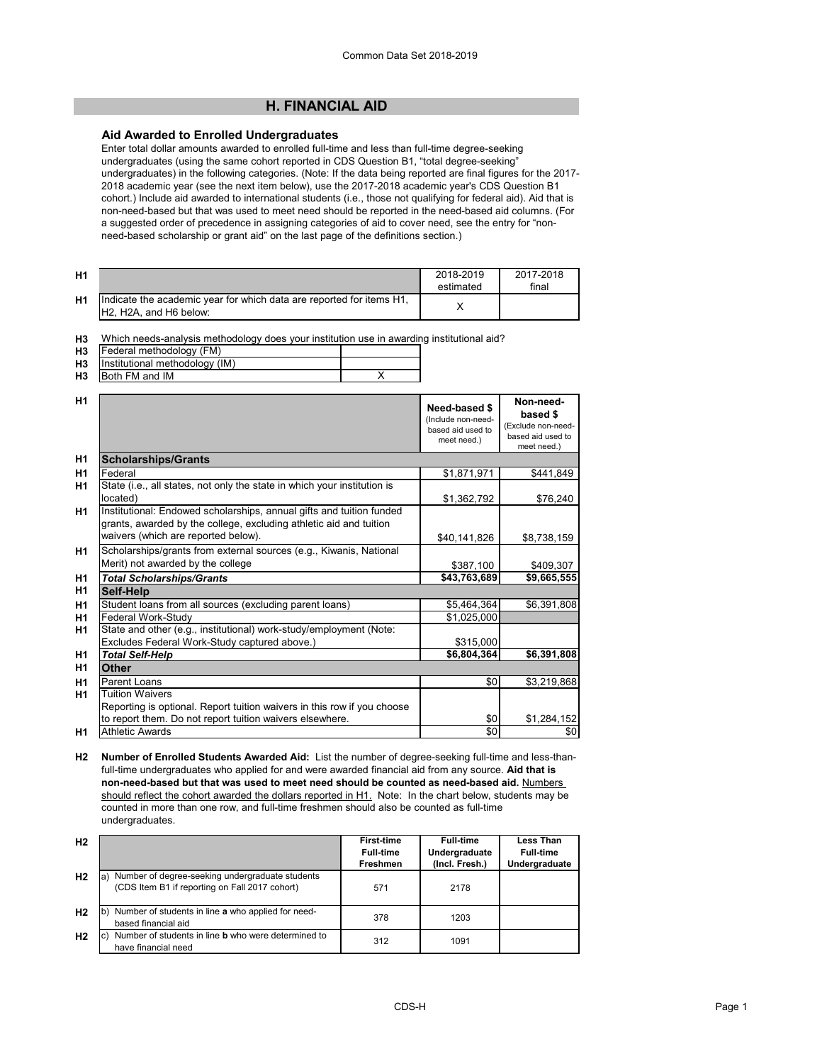# H. FINANCIAL AID

### Aid Awarded to Enrolled Undergraduates

Enter total dollar amounts awarded to enrolled full-time and less than full-time degree-seeking undergraduates (using the same cohort reported in CDS Question B1, "total degree-seeking" undergraduates) in the following categories. (Note: If the data being reported are final figures for the 2017-2018 academic year (see the next item below), use the 2017-2018 academic year's CDS Question B1 cohort.) Include aid awarded to international students (i.e., those not qualifying for federal aid). Aid that is non-need-based but that was used to meet need should be reported in the need-based aid columns. (For a suggested order of precedence in assigning categories of aid to cover need, see the entry for "non-need-based scholarship or grant aid" on the last page of the definitions section.)

| | | 2018-2019 estimated | 2017-2018 final |
|---|---|---|---|
| H1 | Indicate the academic year for which data are reported for items H1, H2, H2A, and H6 below: | X | |

H3 Which needs-analysis methodology does your institution use in awarding institutional aid?

| | | |
|---|---|---|
| H3 | Federal methodology (FM) | |
| H3 | Institutional methodology (IM) | |
| H3 | Both FM and IM | X |

| | | Need-based $ (Include non-need-based aid used to meet need.) | Non-need-based $ (Exclude non-need-based aid used to meet need.) |
|---|---|---|---|
| H1 | **Scholarships/Grants** | | |
| H1 | Federal | $1,871,971 | $441,849 |
| H1 | State (i.e., all states, not only the state in which your institution is located) | $1,362,792 | $76,240 |
| H1 | Institutional: Endowed scholarships, annual gifts and tuition funded grants, awarded by the college, excluding athletic aid and tuition waivers (which are reported below). | $40,141,826 | $8,738,159 |
| H1 | Scholarships/grants from external sources (e.g., Kiwanis, National Merit) not awarded by the college | $387,100 | $409,307 |
| H1 | ***Total Scholarships/Grants*** | **$43,763,689** | **$9,665,555** |
| H1 | **Self-Help** | | |
| H1 | Student loans from all sources (excluding parent loans) | $5,464,364 | $6,391,808 |
| H1 | Federal Work-Study | $1,025,000 | |
| H1 | State and other (e.g., institutional) work-study/employment (Note: Excludes Federal Work-Study captured above.) | $315,000 | |
| H1 | ***Total Self-Help*** | **$6,804,364** | **$6,391,808** |
| H1 | **Other** | | |
| H1 | Parent Loans | $0 | $3,219,868 |
| H1 | Tuition Waivers<br>Reporting is optional. Report tuition waivers in this row if you choose to report them. Do not report tuition waivers elsewhere. | $0 | $1,284,152 |
| H1 | Athletic Awards | $0 | $0 |

**H2 Number of Enrolled Students Awarded Aid:** List the number of degree-seeking full-time and less-than-full-time undergraduates who applied for and were awarded financial aid from any source. **Aid that is non-need-based but that was used to meet need should be counted as need-based aid.** Numbers should reflect the cohort awarded the dollars reported in H1. Note: In the chart below, students may be counted in more than one row, and full-time freshmen should also be counted as full-time undergraduates.

| | | First-time Full-time Freshmen | Full-time Undergraduate (Incl. Fresh.) | Less Than Full-time Undergraduate |
|---|---|---|---|---|
| H2 | a) Number of degree-seeking undergraduate students (CDS Item B1 if reporting on Fall 2017 cohort) | 571 | 2178 | |
| H2 | b) Number of students in line **a** who applied for need-based financial aid | 378 | 1203 | |
| H2 | c) Number of students in line **b** who were determined to have financial need | 312 | 1091 | |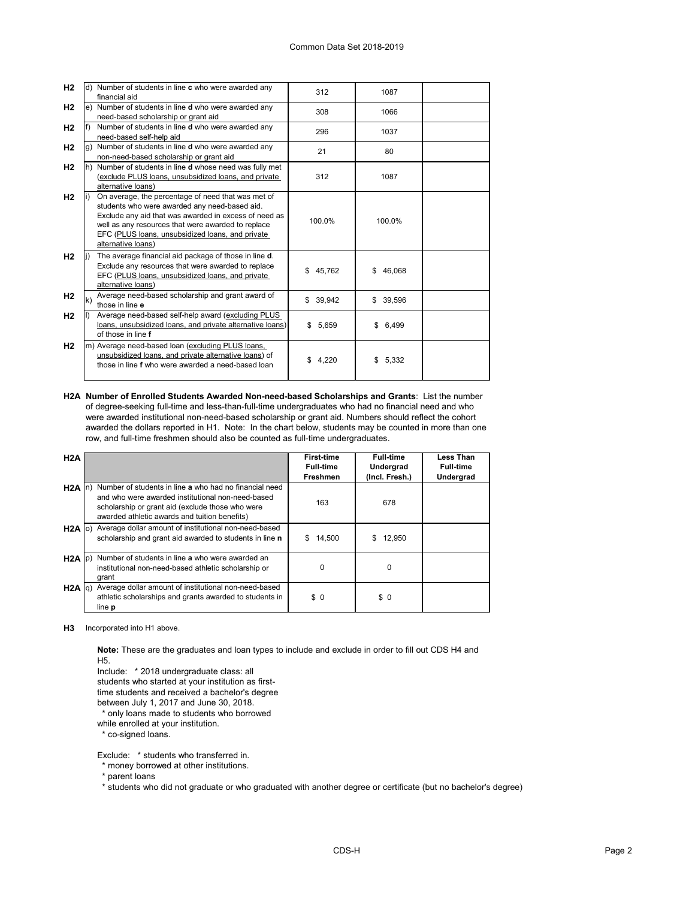| | | | | | |
|---|---|---|---|---|---|
| H2 | d) | Number of students in line **c** who were awarded any financial aid | 312 | 1087 | |
| H2 | e) | Number of students in line **d** who were awarded any need-based scholarship or grant aid | 308 | 1066 | |
| H2 | f) | Number of students in line **d** who were awarded any need-based self-help aid | 296 | 1037 | |
| H2 | g) | Number of students in line **d** who were awarded any non-need-based scholarship or grant aid | 21 | 80 | |
| H2 | h) | Number of students in line **d** whose need was fully met (exclude PLUS loans, unsubsidized loans, and private alternative loans) | 312 | 1087 | |
| H2 | i) | On average, the percentage of need that was met of students who were awarded any need-based aid. Exclude any aid that was awarded in excess of need as well as any resources that were awarded to replace EFC (PLUS loans, unsubsidized loans, and private alternative loans) | 100.0% | 100.0% | |
| H2 | j) | The average financial aid package of those in line **d**. Exclude any resources that were awarded to replace EFC (PLUS loans, unsubsidized loans, and private alternative loans) | $ 45,762 | $ 46,068 | |
| H2 | k) | Average need-based scholarship and grant award of those in line **e** | $ 39,942 | $ 39,596 | |
| H2 | l) | Average need-based self-help award (excluding PLUS loans, unsubsidized loans, and private alternative loans) of those in line **f** | $ 5,659 | $ 6,499 | |
| H2 | m) | Average need-based loan (excluding PLUS loans, unsubsidized loans, and private alternative loans) of those in line **f** who were awarded a need-based loan | $ 4,220 | $ 5,332 | |

**H2A Number of Enrolled Students Awarded Non-need-based Scholarships and Grants**: List the number of degree-seeking full-time and less-than-full-time undergraduates who had no financial need and who were awarded institutional non-need-based scholarship or grant aid. Numbers should reflect the cohort awarded the dollars reported in H1. Note: In the chart below, students may be counted in more than one row, and full-time freshmen should also be counted as full-time undergraduates.

| H2A | | | First-time Full-time Freshmen | Full-time Undergrad (Incl. Fresh.) | Less Than Full-time Undergrad |
|---|---|---|---|---|---|
| H2A | n) | Number of students in line **a** who had no financial need and who were awarded institutional non-need-based scholarship or grant aid (exclude those who were awarded athletic awards and tuition benefits) | 163 | 678 | |
| H2A | o) | Average dollar amount of institutional non-need-based scholarship and grant aid awarded to students in line **n** | $ 14,500 | $ 12,950 | |
| H2A | p) | Number of students in line **a** who were awarded an institutional non-need-based athletic scholarship or grant | 0 | 0 | |
| H2A | q) | Average dollar amount of institutional non-need-based athletic scholarships and grants awarded to students in line **p** | $ 0 | $ 0 | |

**H3** Incorporated into H1 above.

**Note:** These are the graduates and loan types to include and exclude in order to fill out CDS H4 and H5.

Include: * 2018 undergraduate class: all students who started at your institution as first-time students and received a bachelor's degree between July 1, 2017 and June 30, 2018.
* only loans made to students who borrowed while enrolled at your institution.
* co-signed loans.

Exclude: * students who transferred in.
* money borrowed at other institutions.
* parent loans
* students who did not graduate or who graduated with another degree or certificate (but no bachelor's degree)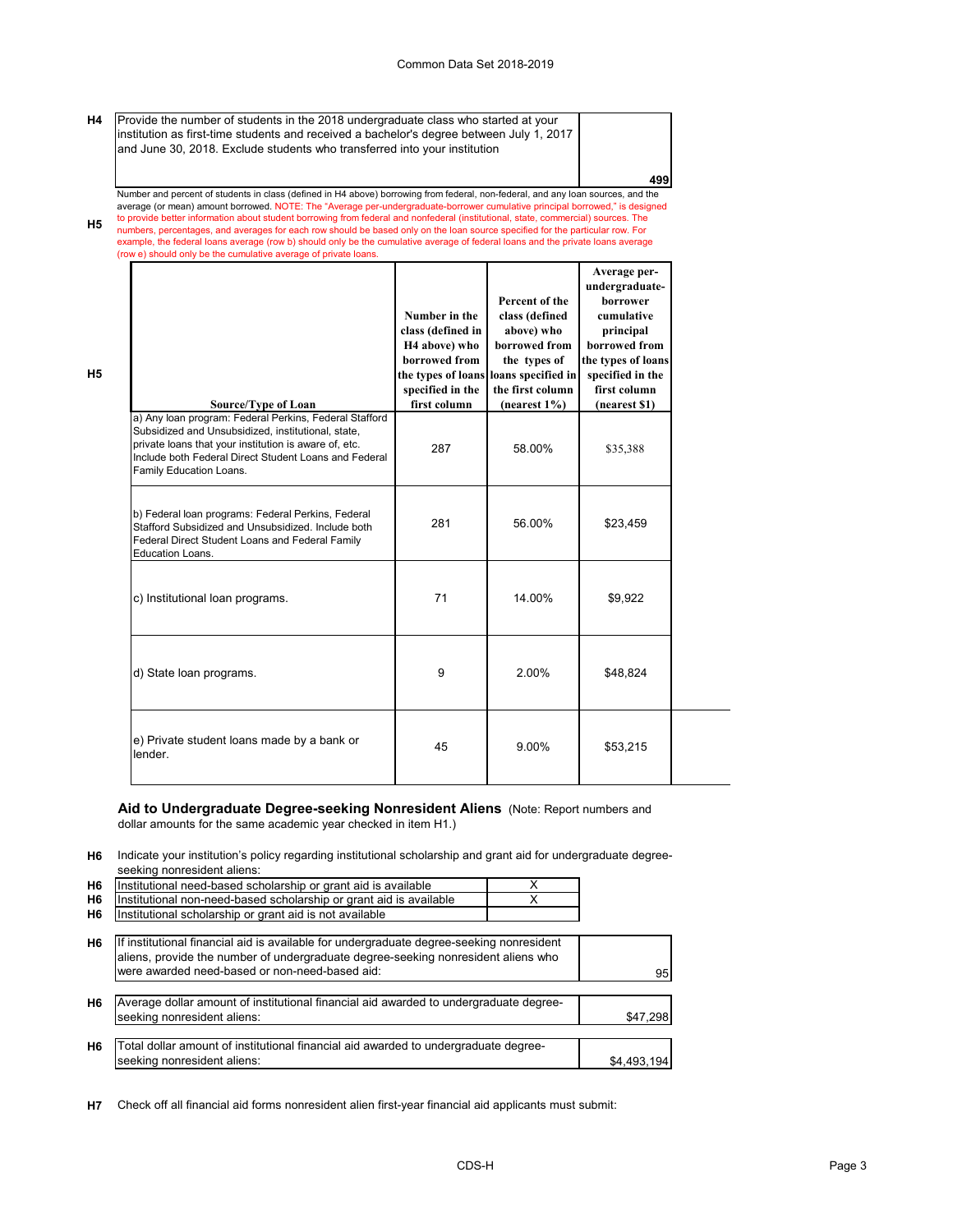**H4** Provide the number of students in the 2018 undergraduate class who started at your institution as first-time students and received a bachelor's degree between July 1, 2017 and June 30, 2018. Exclude students who transferred into your institution: **499**

**H5** Number and percent of students in class (defined in H4 above) borrowing from federal, non-federal, and any loan sources, and the average (or mean) amount borrowed. NOTE: The "Average per-undergraduate-borrower cumulative principal borrowed," is designed to provide better information about student borrowing from federal and nonfederal (institutional, state, commercial) sources. The numbers, percentages, and averages for each row should be based only on the loan source specified for the particular row. For example, the federal loans average (row b) should only be the cumulative average of federal loans and the private loans average (row e) should only be the cumulative average of private loans.

| Source/Type of Loan | Number in the class (defined in H4 above) who borrowed from the types of loans specified in the first column | Percent of the class (defined above) who borrowed from the types of loans specified in the first column (nearest 1%) | Average per-undergraduate-borrower cumulative principal borrowed from the types of loans specified in the first column (nearest $1) |
|---|---|---|---|
| a) Any loan program: Federal Perkins, Federal Stafford Subsidized and Unsubsidized, institutional, state, private loans that your institution is aware of, etc. Include both Federal Direct Student Loans and Federal Family Education Loans. | 287 | 58.00% | $35,388 |
| b) Federal loan programs: Federal Perkins, Federal Stafford Subsidized and Unsubsidized. Include both Federal Direct Student Loans and Federal Family Education Loans. | 281 | 56.00% | $23,459 |
| c) Institutional loan programs. | 71 | 14.00% | $9,922 |
| d) State loan programs. | 9 | 2.00% | $48,824 |
| e) Private student loans made by a bank or lender. | 45 | 9.00% | $53,215 |

## Aid to Undergraduate Degree-seeking Nonresident Aliens

(Note: Report numbers and dollar amounts for the same academic year checked in item H1.)

**H6** Indicate your institution's policy regarding institutional scholarship and grant aid for undergraduate degree-seeking nonresident aliens:

| | |
|---|---|
| Institutional need-based scholarship or grant aid is available | X |
| Institutional non-need-based scholarship or grant aid is available | X |
| Institutional scholarship or grant aid is not available | |

**H6** If institutional financial aid is available for undergraduate degree-seeking nonresident aliens, provide the number of undergraduate degree-seeking nonresident aliens who were awarded need-based or non-need-based aid: **95**

**H6** Average dollar amount of institutional financial aid awarded to undergraduate degree-seeking nonresident aliens: **$47,298**

**H6** Total dollar amount of institutional financial aid awarded to undergraduate degree-seeking nonresident aliens: **$4,493,194**

**H7** Check off all financial aid forms nonresident alien first-year financial aid applicants must submit: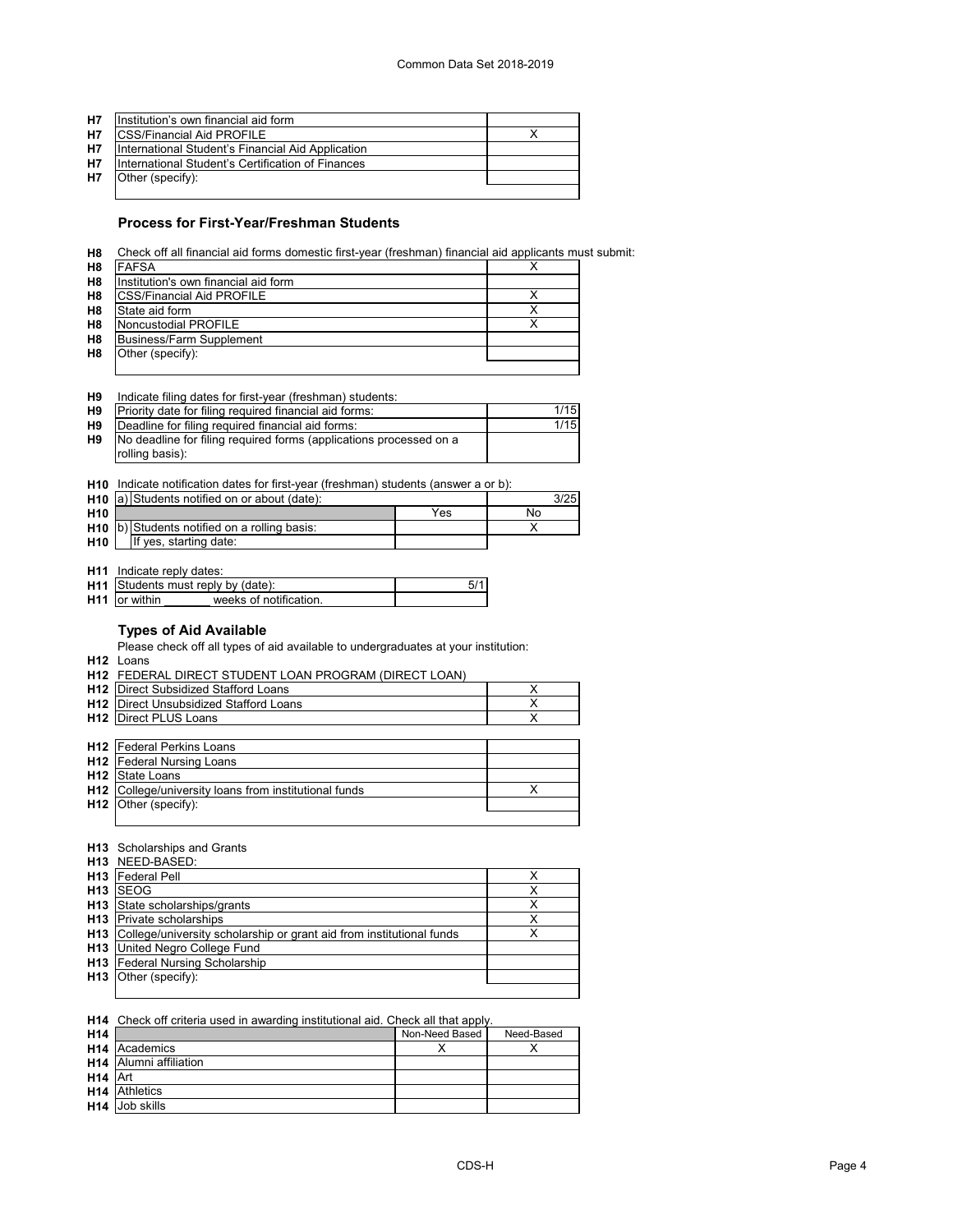| | | |
|---|---|---|
| H7 | Institution's own financial aid form | |
| H7 | CSS/Financial Aid PROFILE | X |
| H7 | International Student's Financial Aid Application | |
| H7 | International Student's Certification of Finances | |
| H7 | Other (specify): | |

### Process for First-Year/Freshman Students

H8 Check off all financial aid forms domestic first-year (freshman) financial aid applicants must submit:

| | | |
|---|---|---|
| H8 | FAFSA | X |
| H8 | Institution's own financial aid form | |
| H8 | CSS/Financial Aid PROFILE | X |
| H8 | State aid form | X |
| H8 | Noncustodial PROFILE | X |
| H8 | Business/Farm Supplement | |
| H8 | Other (specify): | |

H9 Indicate filing dates for first-year (freshman) students:

| | | |
|---|---|---|
| H9 | Priority date for filing required financial aid forms: | 1/15 |
| H9 | Deadline for filing required financial aid forms: | 1/15 |
| H9 | No deadline for filing required forms (applications processed on a rolling basis): | |

H10 Indicate notification dates for first-year (freshman) students (answer a or b):

| | | | |
|---|---|---|---|
| H10 | a) Students notified on or about (date): | | 3/25 |
| H10 | | Yes | No |
| H10 | b) Students notified on a rolling basis: | | X |
| H10 | If yes, starting date: | | |

H11 Indicate reply dates:

| | | |
|---|---|---|
| H11 | Students must reply by (date): | 5/1 |
| H11 | or within _______ weeks of notification. | |

### Types of Aid Available

Please check off all types of aid available to undergraduates at your institution:

H12 Loans

H12 FEDERAL DIRECT STUDENT LOAN PROGRAM (DIRECT LOAN)

| | | |
|---|---|---|
| H12 | Direct Subsidized Stafford Loans | X |
| H12 | Direct Unsubsidized Stafford Loans | X |
| H12 | Direct PLUS Loans | X |

| | | |
|---|---|---|
| H12 | Federal Perkins Loans | |
| H12 | Federal Nursing Loans | |
| H12 | State Loans | |
| H12 | College/university loans from institutional funds | X |
| H12 | Other (specify): | |

H13 Scholarships and Grants

H13 NEED-BASED:

| | | |
|---|---|---|
| H13 | Federal Pell | X |
| H13 | SEOG | X |
| H13 | State scholarships/grants | X |
| H13 | Private scholarships | X |
| H13 | College/university scholarship or grant aid from institutional funds | X |
| H13 | United Negro College Fund | |
| H13 | Federal Nursing Scholarship | |
| H13 | Other (specify): | |

H14 Check off criteria used in awarding institutional aid. Check all that apply.

| | | Non-Need Based | Need-Based |
|---|---|---|---|
| H14 | Academics | X | X |
| H14 | Alumni affiliation | | |
| H14 | Art | | |
| H14 | Athletics | | |
| H14 | Job skills | | |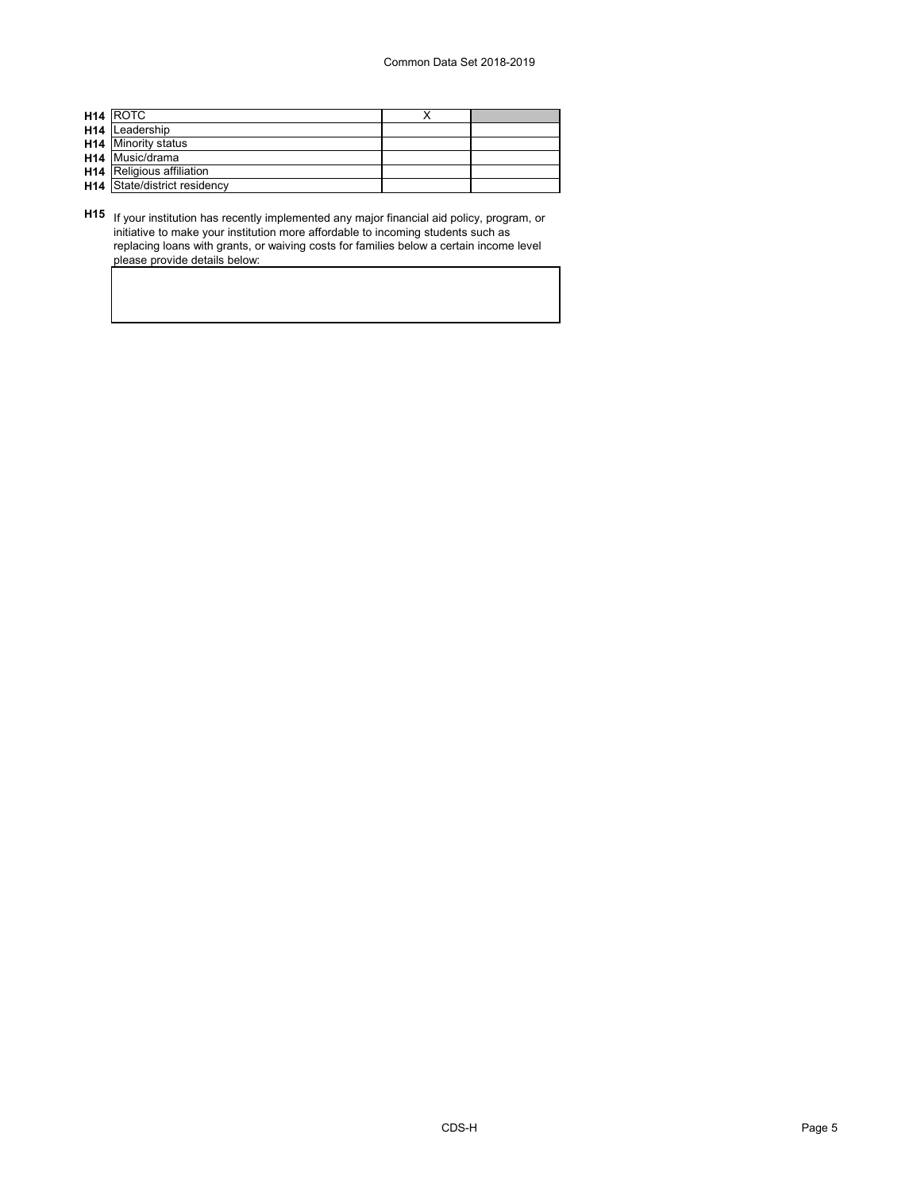| | | | |
|---|---|---|---|
| H14 | ROTC | X | |
| H14 | Leadership | | |
| H14 | Minority status | | |
| H14 | Music/drama | | |
| H14 | Religious affiliation | | |
| H14 | State/district residency | | |

**H15** If your institution has recently implemented any major financial aid policy, program, or initiative to make your institution more affordable to incoming students such as replacing loans with grants, or waiving costs for families below a certain income level please provide details below: